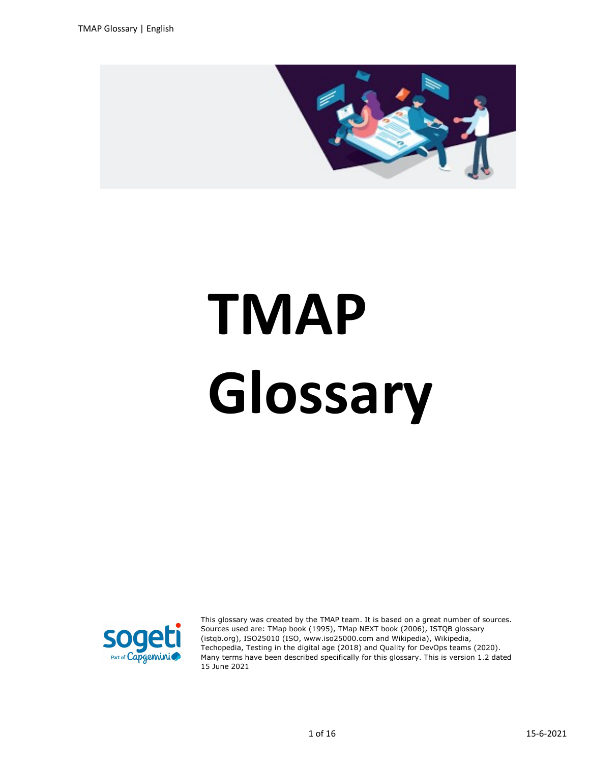# TMAP Glossary

This glossary was created by the TMAP team. It is based on a great number of sources. Sources used are: TMap book (1995), TMap NEXT book (2006), ISTQB glossary (istqb.org), ISO25010 (ISO, www.iso25000.com and Wikipedia), Wikipedia, Techopedia, Testing in the digital age (2018) and Quality for DevOps teams (2020). Many terms have been described specifically for this glossary. This is version 1.2 dated 15 June 2021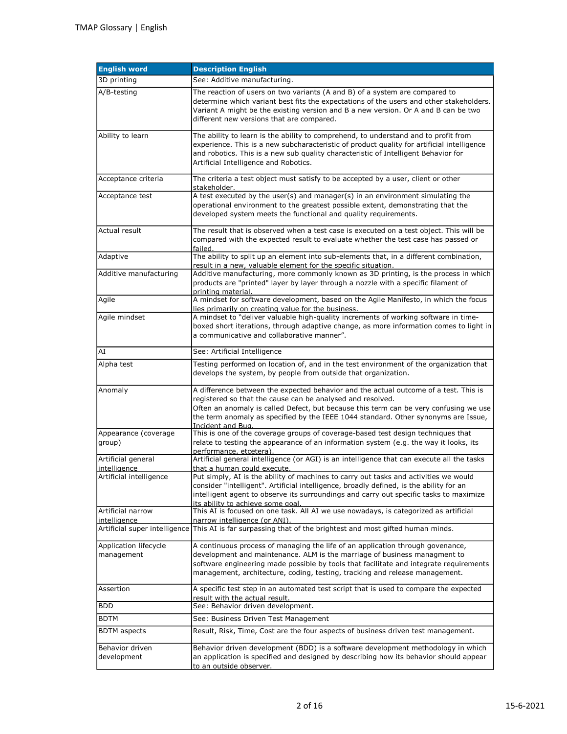| English word | Description English |
|---|---|
| 3D printing | See: Additive manufacturing. |
| A/B-testing | The reaction of users on two variants (A and B) of a system are compared to determine which variant best fits the expectations of the users and other stakeholders. Variant A might be the existing version and B a new version. Or A and B can be two different new versions that are compared. |
| Ability to learn | The ability to learn is the ability to comprehend, to understand and to profit from experience. This is a new subcharacteristic of product quality for artificial intelligence and robotics. This is a new sub quality characteristic of Intelligent Behavior for Artificial Intelligence and Robotics. |
| Acceptance criteria | The criteria a test object must satisfy to be accepted by a user, client or other stakeholder. |
| Acceptance test | A test executed by the user(s) and manager(s) in an environment simulating the operational environment to the greatest possible extent, demonstrating that the developed system meets the functional and quality requirements. |
| Actual result | The result that is observed when a test case is executed on a test object. This will be compared with the expected result to evaluate whether the test case has passed or failed. |
| Adaptive | The ability to split up an element into sub-elements that, in a different combination, result in a new, valuable element for the specific situation. |
| Additive manufacturing | Additive manufacturing, more commonly known as 3D printing, is the process in which products are "printed" layer by layer through a nozzle with a specific filament of printing material. |
| Agile | A mindset for software development, based on the Agile Manifesto, in which the focus lies primarily on creating value for the business. |
| Agile mindset | A mindset to "deliver valuable high-quality increments of working software in time-boxed short iterations, through adaptive change, as more information comes to light in a communicative and collaborative manner". |
| AI | See: Artificial Intelligence |
| Alpha test | Testing performed on location of, and in the test environment of the organization that develops the system, by people from outside that organization. |
| Anomaly | A difference between the expected behavior and the actual outcome of a test. This is registered so that the cause can be analysed and resolved.<br>Often an anomaly is called Defect, but because this term can be very confusing we use the term anomaly as specified by the IEEE 1044 standard. Other synonyms are Issue, Incident and Bug. |
| Appearance (coverage group) | This is one of the coverage groups of coverage-based test design techniques that relate to testing the appearance of an information system (e.g. the way it looks, its performance, etcetera). |
| Artificial general intelligence | Artificial general intelligence (or AGI) is an intelligence that can execute all the tasks that a human could execute. |
| Artificial intelligence | Put simply, AI is the ability of machines to carry out tasks and activities we would consider "intelligent". Artificial intelligence, broadly defined, is the ability for an intelligent agent to observe its surroundings and carry out specific tasks to maximize its ability to achieve some goal. |
| Artificial narrow intelligence | This AI is focused on one task. All AI we use nowadays, is categorized as artificial narrow intelligence (or ANI). |
| Artificial super intelligence | This AI is far surpassing that of the brightest and most gifted human minds. |
| Application lifecycle management | A continuous process of managing the life of an application through govenance, development and maintenance. ALM is the marriage of business managment to software engineering made possible by tools that facilitate and integrate requirements management, architecture, coding, testing, tracking and release management. |
| Assertion | A specific test step in an automated test script that is used to compare the expected result with the actual result. |
| BDD | See: Behavior driven development. |
| BDTM | See: Business Driven Test Management |
| BDTM aspects | Result, Risk, Time, Cost are the four aspects of business driven test management. |
| Behavior driven development | Behavior driven development (BDD) is a software development methodology in which an application is specified and designed by describing how its behavior should appear to an outside observer. |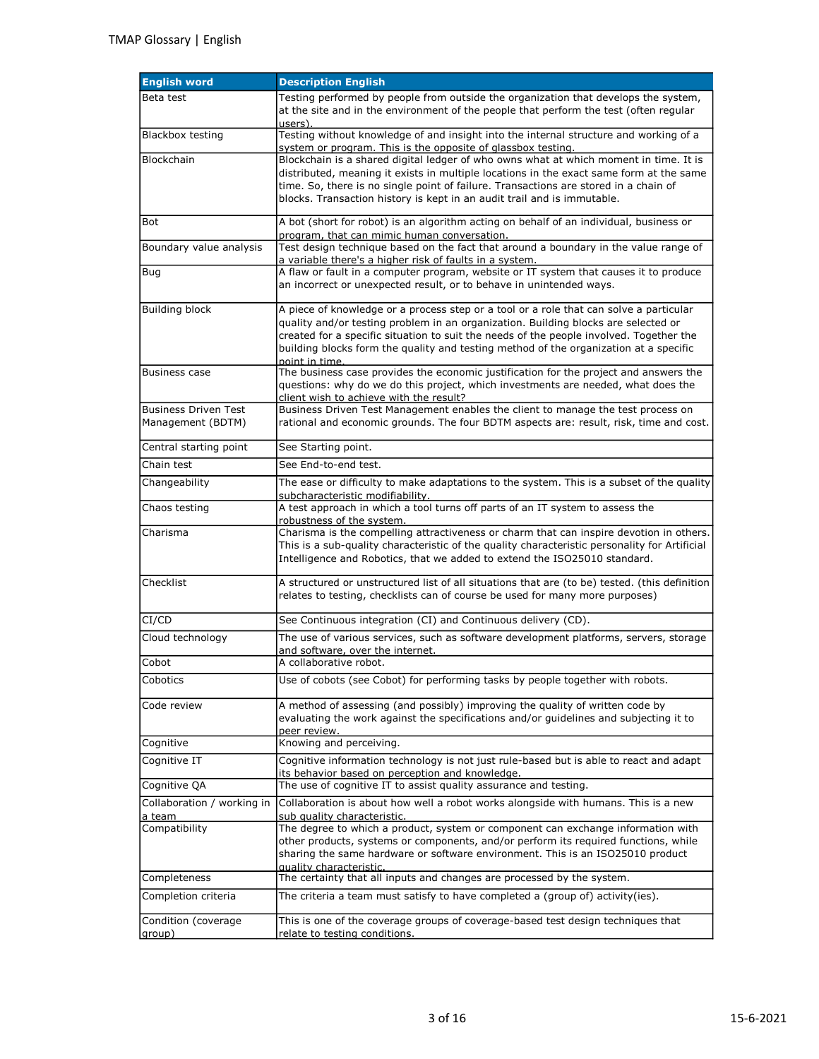| English word | Description English |
| --- | --- |
| Beta test | Testing performed by people from outside the organization that develops the system, at the site and in the environment of the people that perform the test (often regular users). |
| Blackbox testing | Testing without knowledge of and insight into the internal structure and working of a system or program. This is the opposite of glassbox testing. |
| Blockchain | Blockchain is a shared digital ledger of who owns what at which moment in time. It is distributed, meaning it exists in multiple locations in the exact same form at the same time. So, there is no single point of failure. Transactions are stored in a chain of blocks. Transaction history is kept in an audit trail and is immutable. |
| Bot | A bot (short for robot) is an algorithm acting on behalf of an individual, business or program, that can mimic human conversation. |
| Boundary value analysis | Test design technique based on the fact that around a boundary in the value range of a variable there's a higher risk of faults in a system. |
| Bug | A flaw or fault in a computer program, website or IT system that causes it to produce an incorrect or unexpected result, or to behave in unintended ways. |
| Building block | A piece of knowledge or a process step or a tool or a role that can solve a particular quality and/or testing problem in an organization. Building blocks are selected or created for a specific situation to suit the needs of the people involved. Together the building blocks form the quality and testing method of the organization at a specific point in time. |
| Business case | The business case provides the economic justification for the project and answers the questions: why do we do this project, which investments are needed, what does the client wish to achieve with the result? |
| Business Driven Test Management (BDTM) | Business Driven Test Management enables the client to manage the test process on rational and economic grounds. The four BDTM aspects are: result, risk, time and cost. |
| Central starting point | See Starting point. |
| Chain test | See End-to-end test. |
| Changeability | The ease or difficulty to make adaptations to the system. This is a subset of the quality subcharacteristic modifiability. |
| Chaos testing | A test approach in which a tool turns off parts of an IT system to assess the robustness of the system. |
| Charisma | Charisma is the compelling attractiveness or charm that can inspire devotion in others. This is a sub-quality characteristic of the quality characteristic personality for Artificial Intelligence and Robotics, that we added to extend the ISO25010 standard. |
| Checklist | A structured or unstructured list of all situations that are (to be) tested. (this definition relates to testing, checklists can of course be used for many more purposes) |
| CI/CD | See Continuous integration (CI) and Continuous delivery (CD). |
| Cloud technology | The use of various services, such as software development platforms, servers, storage and software, over the internet. |
| Cobot | A collaborative robot. |
| Cobotics | Use of cobots (see Cobot) for performing tasks by people together with robots. |
| Code review | A method of assessing (and possibly) improving the quality of written code by evaluating the work against the specifications and/or guidelines and subjecting it to peer review. |
| Cognitive | Knowing and perceiving. |
| Cognitive IT | Cognitive information technology is not just rule-based but is able to react and adapt its behavior based on perception and knowledge. |
| Cognitive QA | The use of cognitive IT to assist quality assurance and testing. |
| Collaboration / working in a team | Collaboration is about how well a robot works alongside with humans. This is a new sub quality characteristic. |
| Compatibility | The degree to which a product, system or component can exchange information with other products, systems or components, and/or perform its required functions, while sharing the same hardware or software environment. This is an ISO25010 product quality characteristic. |
| Completeness | The certainty that all inputs and changes are processed by the system. |
| Completion criteria | The criteria a team must satisfy to have completed a (group of) activity(ies). |
| Condition (coverage group) | This is one of the coverage groups of coverage-based test design techniques that relate to testing conditions. |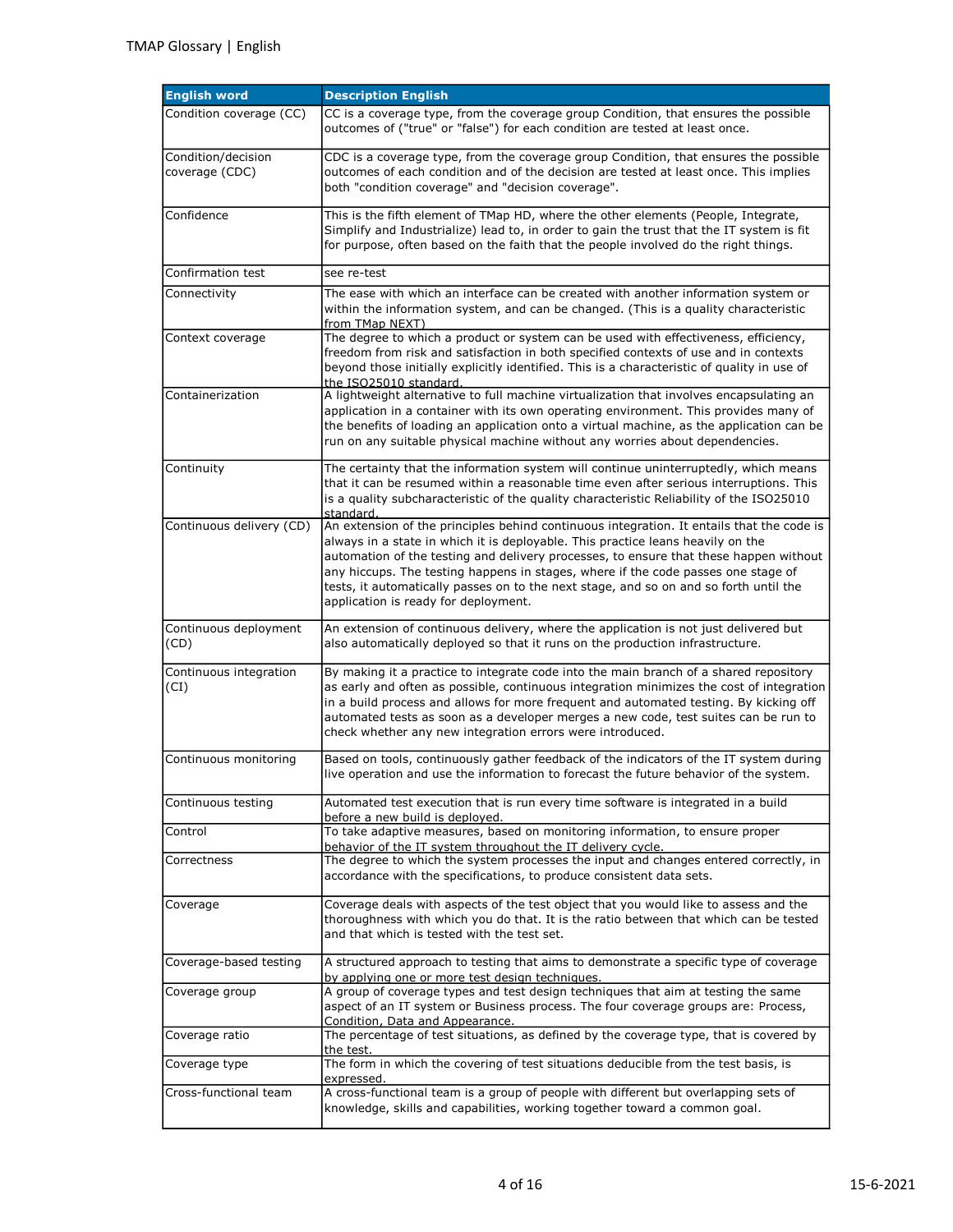| English word | Description English |
| --- | --- |
| Condition coverage (CC) | CC is a coverage type, from the coverage group Condition, that ensures the possible outcomes of ("true" or "false") for each condition are tested at least once. |
| Condition/decision coverage (CDC) | CDC is a coverage type, from the coverage group Condition, that ensures the possible outcomes of each condition and of the decision are tested at least once. This implies both "condition coverage" and "decision coverage". |
| Confidence | This is the fifth element of TMap HD, where the other elements (People, Integrate, Simplify and Industrialize) lead to, in order to gain the trust that the IT system is fit for purpose, often based on the faith that the people involved do the right things. |
| Confirmation test | see re-test |
| Connectivity | The ease with which an interface can be created with another information system or within the information system, and can be changed. (This is a quality characteristic from TMap NEXT) |
| Context coverage | The degree to which a product or system can be used with effectiveness, efficiency, freedom from risk and satisfaction in both specified contexts of use and in contexts beyond those initially explicitly identified. This is a characteristic of quality in use of the ISO25010 standard. |
| Containerization | A lightweight alternative to full machine virtualization that involves encapsulating an application in a container with its own operating environment. This provides many of the benefits of loading an application onto a virtual machine, as the application can be run on any suitable physical machine without any worries about dependencies. |
| Continuity | The certainty that the information system will continue uninterruptedly, which means that it can be resumed within a reasonable time even after serious interruptions. This is a quality subcharacteristic of the quality characteristic Reliability of the ISO25010 standard. |
| Continuous delivery (CD) | An extension of the principles behind continuous integration. It entails that the code is always in a state in which it is deployable. This practice leans heavily on the automation of the testing and delivery processes, to ensure that these happen without any hiccups. The testing happens in stages, where if the code passes one stage of tests, it automatically passes on to the next stage, and so on and so forth until the application is ready for deployment. |
| Continuous deployment (CD) | An extension of continuous delivery, where the application is not just delivered but also automatically deployed so that it runs on the production infrastructure. |
| Continuous integration (CI) | By making it a practice to integrate code into the main branch of a shared repository as early and often as possible, continuous integration minimizes the cost of integration in a build process and allows for more frequent and automated testing. By kicking off automated tests as soon as a developer merges a new code, test suites can be run to check whether any new integration errors were introduced. |
| Continuous monitoring | Based on tools, continuously gather feedback of the indicators of the IT system during live operation and use the information to forecast the future behavior of the system. |
| Continuous testing | Automated test execution that is run every time software is integrated in a build before a new build is deployed. |
| Control | To take adaptive measures, based on monitoring information, to ensure proper behavior of the IT system throughout the IT delivery cycle. |
| Correctness | The degree to which the system processes the input and changes entered correctly, in accordance with the specifications, to produce consistent data sets. |
| Coverage | Coverage deals with aspects of the test object that you would like to assess and the thoroughness with which you do that. It is the ratio between that which can be tested and that which is tested with the test set. |
| Coverage-based testing | A structured approach to testing that aims to demonstrate a specific type of coverage by applying one or more test design techniques. |
| Coverage group | A group of coverage types and test design techniques that aim at testing the same aspect of an IT system or Business process. The four coverage groups are: Process, Condition, Data and Appearance. |
| Coverage ratio | The percentage of test situations, as defined by the coverage type, that is covered by the test. |
| Coverage type | The form in which the covering of test situations deducible from the test basis, is expressed. |
| Cross-functional team | A cross-functional team is a group of people with different but overlapping sets of knowledge, skills and capabilities, working together toward a common goal. |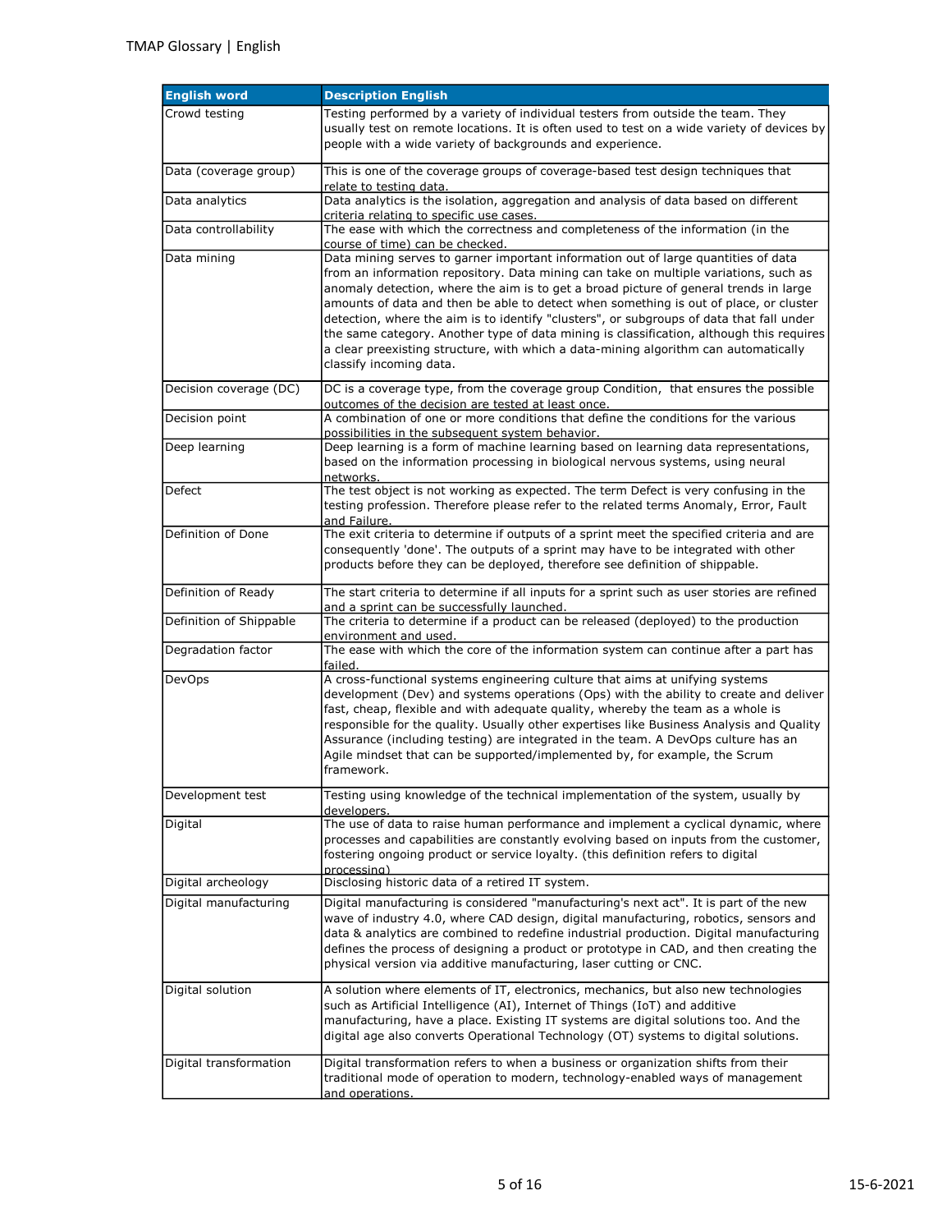| English word | Description English |
|---|---|
| Crowd testing | Testing performed by a variety of individual testers from outside the team. They usually test on remote locations. It is often used to test on a wide variety of devices by people with a wide variety of backgrounds and experience. |
| Data (coverage group) | This is one of the coverage groups of coverage-based test design techniques that relate to testing data. |
| Data analytics | Data analytics is the isolation, aggregation and analysis of data based on different criteria relating to specific use cases. |
| Data controllability | The ease with which the correctness and completeness of the information (in the course of time) can be checked. |
| Data mining | Data mining serves to garner important information out of large quantities of data from an information repository. Data mining can take on multiple variations, such as anomaly detection, where the aim is to get a broad picture of general trends in large amounts of data and then be able to detect when something is out of place, or cluster detection, where the aim is to identify "clusters", or subgroups of data that fall under the same category. Another type of data mining is classification, although this requires a clear preexisting structure, with which a data-mining algorithm can automatically classify incoming data. |
| Decision coverage (DC) | DC is a coverage type, from the coverage group Condition, that ensures the possible outcomes of the decision are tested at least once. |
| Decision point | A combination of one or more conditions that define the conditions for the various possibilities in the subsequent system behavior. |
| Deep learning | Deep learning is a form of machine learning based on learning data representations, based on the information processing in biological nervous systems, using neural networks. |
| Defect | The test object is not working as expected. The term Defect is very confusing in the testing profession. Therefore please refer to the related terms Anomaly, Error, Fault and Failure. |
| Definition of Done | The exit criteria to determine if outputs of a sprint meet the specified criteria and are consequently 'done'. The outputs of a sprint may have to be integrated with other products before they can be deployed, therefore see definition of shippable. |
| Definition of Ready | The start criteria to determine if all inputs for a sprint such as user stories are refined and a sprint can be successfully launched. |
| Definition of Shippable | The criteria to determine if a product can be released (deployed) to the production environment and used. |
| Degradation factor | The ease with which the core of the information system can continue after a part has failed. |
| DevOps | A cross-functional systems engineering culture that aims at unifying systems development (Dev) and systems operations (Ops) with the ability to create and deliver fast, cheap, flexible and with adequate quality, whereby the team as a whole is responsible for the quality. Usually other expertises like Business Analysis and Quality Assurance (including testing) are integrated in the team. A DevOps culture has an Agile mindset that can be supported/implemented by, for example, the Scrum framework. |
| Development test | Testing using knowledge of the technical implementation of the system, usually by developers. |
| Digital | The use of data to raise human performance and implement a cyclical dynamic, where processes and capabilities are constantly evolving based on inputs from the customer, fostering ongoing product or service loyalty. (this definition refers to digital processing) |
| Digital archeology | Disclosing historic data of a retired IT system. |
| Digital manufacturing | Digital manufacturing is considered "manufacturing's next act". It is part of the new wave of industry 4.0, where CAD design, digital manufacturing, robotics, sensors and data & analytics are combined to redefine industrial production. Digital manufacturing defines the process of designing a product or prototype in CAD, and then creating the physical version via additive manufacturing, laser cutting or CNC. |
| Digital solution | A solution where elements of IT, electronics, mechanics, but also new technologies such as Artificial Intelligence (AI), Internet of Things (IoT) and additive manufacturing, have a place. Existing IT systems are digital solutions too. And the digital age also converts Operational Technology (OT) systems to digital solutions. |
| Digital transformation | Digital transformation refers to when a business or organization shifts from their traditional mode of operation to modern, technology-enabled ways of management and operations. |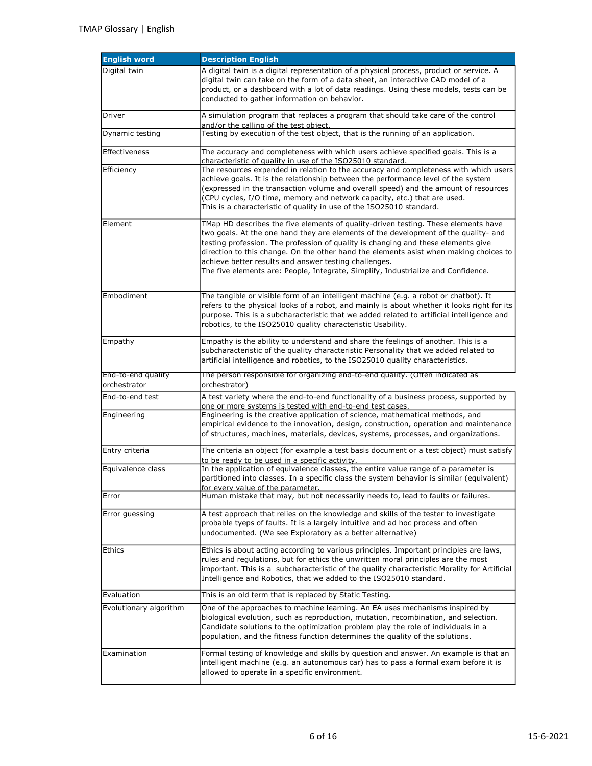| English word | Description English |
| --- | --- |
| Digital twin | A digital twin is a digital representation of a physical process, product or service. A digital twin can take on the form of a data sheet, an interactive CAD model of a product, or a dashboard with a lot of data readings. Using these models, tests can be conducted to gather information on behavior. |
| Driver | A simulation program that replaces a program that should take care of the control and/or the calling of the test object. |
| Dynamic testing | Testing by execution of the test object, that is the running of an application. |
| Effectiveness | The accuracy and completeness with which users achieve specified goals. This is a characteristic of quality in use of the ISO25010 standard. |
| Efficiency | The resources expended in relation to the accuracy and completeness with which users achieve goals. It is the relationship between the performance level of the system (expressed in the transaction volume and overall speed) and the amount of resources (CPU cycles, I/O time, memory and network capacity, etc.) that are used.<br>This is a characteristic of quality in use of the ISO25010 standard. |
| Element | TMap HD describes the five elements of quality-driven testing. These elements have two goals. At the one hand they are elements of the development of the quality- and testing profession. The profession of quality is changing and these elements give direction to this change. On the other hand the elements asist when making choices to achieve better results and answer testing challenges.<br>The five elements are: People, Integrate, Simplify, Industrialize and Confidence. |
| Embodiment | The tangible or visible form of an intelligent machine (e.g. a robot or chatbot). It refers to the physical looks of a robot, and mainly is about whether it looks right for its purpose. This is a subcharacteristic that we added related to artificial intelligence and robotics, to the ISO25010 quality characteristic Usability. |
| Empathy | Empathy is the ability to understand and share the feelings of another. This is a subcharacteristic of the quality characteristic Personality that we added related to artificial intelligence and robotics, to the ISO25010 quality characteristics. |
| End-to-end quality orchestrator | The person responsible for organizing end-to-end quality. (Often indicated as orchestrator) |
| End-to-end test | A test variety where the end-to-end functionality of a business process, supported by one or more systems is tested with end-to-end test cases. |
| Engineering | Engineering is the creative application of science, mathematical methods, and empirical evidence to the innovation, design, construction, operation and maintenance of structures, machines, materials, devices, systems, processes, and organizations. |
| Entry criteria | The criteria an object (for example a test basis document or a test object) must satisfy to be ready to be used in a specific activity. |
| Equivalence class | In the application of equivalence classes, the entire value range of a parameter is partitioned into classes. In a specific class the system behavior is similar (equivalent) for every value of the parameter. |
| Error | Human mistake that may, but not necessarily needs to, lead to faults or failures. |
| Error guessing | A test approach that relies on the knowledge and skills of the tester to investigate probable tyeps of faults. It is a largely intuitive and ad hoc process and often undocumented. (We see Exploratory as a better alternative) |
| Ethics | Ethics is about acting according to various principles. Important principles are laws, rules and regulations, but for ethics the unwritten moral principles are the most important. This is a subcharacteristic of the quality characteristic Morality for Artificial Intelligence and Robotics, that we added to the ISO25010 standard. |
| Evaluation | This is an old term that is replaced by Static Testing. |
| Evolutionary algorithm | One of the approaches to machine learning. An EA uses mechanisms inspired by biological evolution, such as reproduction, mutation, recombination, and selection. Candidate solutions to the optimization problem play the role of individuals in a population, and the fitness function determines the quality of the solutions. |
| Examination | Formal testing of knowledge and skills by question and answer. An example is that an intelligent machine (e.g. an autonomous car) has to pass a formal exam before it is allowed to operate in a specific environment. |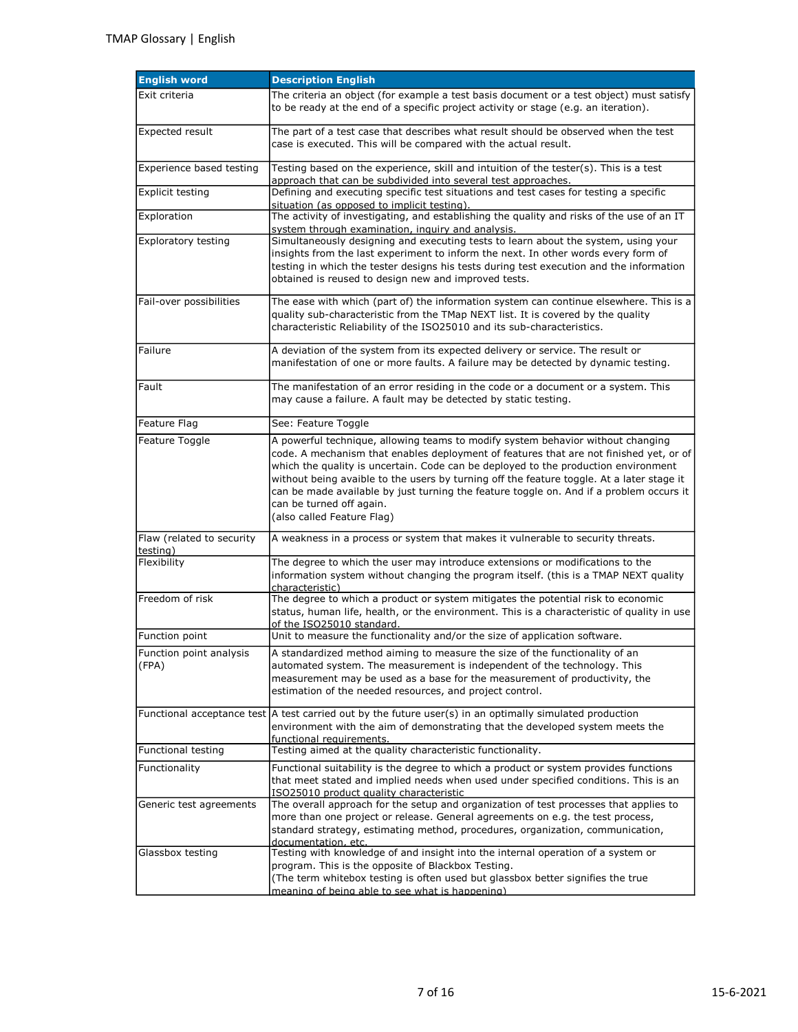| English word | Description English |
|---|---|
| Exit criteria | The criteria an object (for example a test basis document or a test object) must satisfy to be ready at the end of a specific project activity or stage (e.g. an iteration). |
| Expected result | The part of a test case that describes what result should be observed when the test case is executed. This will be compared with the actual result. |
| Experience based testing | Testing based on the experience, skill and intuition of the tester(s). This is a test approach that can be subdivided into several test approaches. |
| Explicit testing | Defining and executing specific test situations and test cases for testing a specific situation (as opposed to implicit testing). |
| Exploration | The activity of investigating, and establishing the quality and risks of the use of an IT system through examination, inquiry and analysis. |
| Exploratory testing | Simultaneously designing and executing tests to learn about the system, using your insights from the last experiment to inform the next. In other words every form of testing in which the tester designs his tests during test execution and the information obtained is reused to design new and improved tests. |
| Fail-over possibilities | The ease with which (part of) the information system can continue elsewhere. This is a quality sub-characteristic from the TMap NEXT list. It is covered by the quality characteristic Reliability of the ISO25010 and its sub-characteristics. |
| Failure | A deviation of the system from its expected delivery or service. The result or manifestation of one or more faults. A failure may be detected by dynamic testing. |
| Fault | The manifestation of an error residing in the code or a document or a system. This may cause a failure. A fault may be detected by static testing. |
| Feature Flag | See: Feature Toggle |
| Feature Toggle | A powerful technique, allowing teams to modify system behavior without changing code. A mechanism that enables deployment of features that are not finished yet, or of which the quality is uncertain. Code can be deployed to the production environment without being avaible to the users by turning off the feature toggle. At a later stage it can be made available by just turning the feature toggle on. And if a problem occurs it can be turned off again.<br>(also called Feature Flag) |
| Flaw (related to security testing) | A weakness in a process or system that makes it vulnerable to security threats. |
| Flexibility | The degree to which the user may introduce extensions or modifications to the information system without changing the program itself. (this is a TMAP NEXT quality characteristic) |
| Freedom of risk | The degree to which a product or system mitigates the potential risk to economic status, human life, health, or the environment. This is a characteristic of quality in use of the ISO25010 standard. |
| Function point | Unit to measure the functionality and/or the size of application software. |
| Function point analysis (FPA) | A standardized method aiming to measure the size of the functionality of an automated system. The measurement is independent of the technology. This measurement may be used as a base for the measurement of productivity, the estimation of the needed resources, and project control. |
| Functional acceptance test | A test carried out by the future user(s) in an optimally simulated production environment with the aim of demonstrating that the developed system meets the functional requirements. |
| Functional testing | Testing aimed at the quality characteristic functionality. |
| Functionality | Functional suitability is the degree to which a product or system provides functions that meet stated and implied needs when used under specified conditions. This is an ISO25010 product quality characteristic |
| Generic test agreements | The overall approach for the setup and organization of test processes that applies to more than one project or release. General agreements on e.g. the test process, standard strategy, estimating method, procedures, organization, communication, documentation, etc. |
| Glassbox testing | Testing with knowledge of and insight into the internal operation of a system or program. This is the opposite of Blackbox Testing.<br>(The term whitebox testing is often used but glassbox better signifies the true meaning of being able to see what is happening) |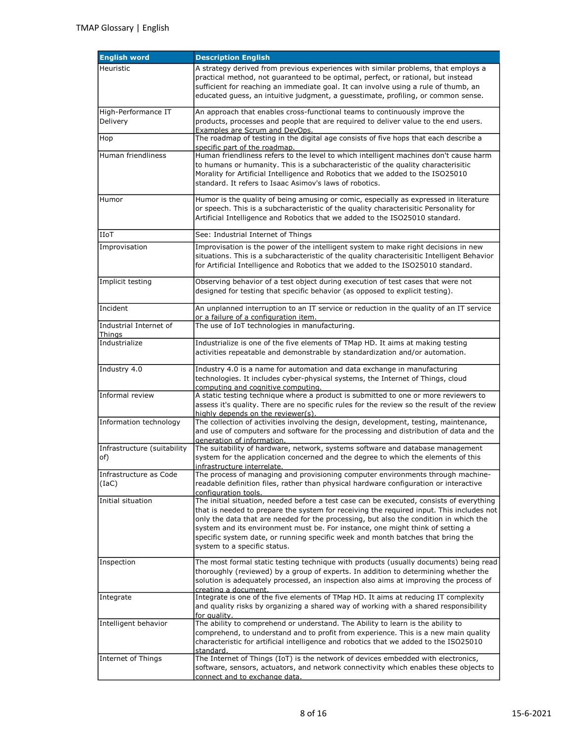| English word | Description English |
| --- | --- |
| Heuristic | A strategy derived from previous experiences with similar problems, that employs a practical method, not guaranteed to be optimal, perfect, or rational, but instead sufficient for reaching an immediate goal. It can involve using a rule of thumb, an educated guess, an intuitive judgment, a guesstimate, profiling, or common sense. |
| High-Performance IT Delivery | An approach that enables cross-functional teams to continuously improve the products, processes and people that are required to deliver value to the end users. Examples are Scrum and DevOps. |
| Hop | The roadmap of testing in the digital age consists of five hops that each describe a specific part of the roadmap. |
| Human friendliness | Human friendliness refers to the level to which intelligent machines don't cause harm to humans or humanity. This is a subcharacteristic of the quality characterisitic Morality for Artificial Intelligence and Robotics that we added to the ISO25010 standard. It refers to Isaac Asimov's laws of robotics. |
| Humor | Humor is the quality of being amusing or comic, especially as expressed in literature or speech. This is a subcharacteristic of the quality characterisitic Personality for Artificial Intelligence and Robotics that we added to the ISO25010 standard. |
| IIoT | See: Industrial Internet of Things |
| Improvisation | Improvisation is the power of the intelligent system to make right decisions in new situations. This is a subcharacteristic of the quality characterisitic Intelligent Behavior for Artificial Intelligence and Robotics that we added to the ISO25010 standard. |
| Implicit testing | Observing behavior of a test object during execution of test cases that were not designed for testing that specific behavior (as opposed to explicit testing). |
| Incident | An unplanned interruption to an IT service or reduction in the quality of an IT service or a failure of a configuration item. |
| Industrial Internet of Things | The use of IoT technologies in manufacturing. |
| Industrialize | Industrialize is one of the five elements of TMap HD. It aims at making testing activities repeatable and demonstrable by standardization and/or automation. |
| Industry 4.0 | Industry 4.0 is a name for automation and data exchange in manufacturing technologies. It includes cyber-physical systems, the Internet of Things, cloud computing and cognitive computing. |
| Informal review | A static testing technique where a product is submitted to one or more reviewers to assess it's quality. There are no specific rules for the review so the result of the review highly depends on the reviewer(s). |
| Information technology | The collection of activities involving the design, development, testing, maintenance, and use of computers and software for the processing and distribution of data and the generation of information. |
| Infrastructure (suitability of) | The suitability of hardware, network, systems software and database management system for the application concerned and the degree to which the elements of this infrastructure interrelate. |
| Infrastructure as Code (IaC) | The process of managing and provisioning computer environments through machine-readable definition files, rather than physical hardware configuration or interactive configuration tools. |
| Initial situation | The initial situation, needed before a test case can be executed, consists of everything that is needed to prepare the system for receiving the required input. This includes not only the data that are needed for the processing, but also the condition in which the system and its environment must be. For instance, one might think of setting a specific system date, or running specific week and month batches that bring the system to a specific status. |
| Inspection | The most formal static testing technique with products (usually documents) being read thoroughly (reviewed) by a group of experts. In addition to determining whether the solution is adequately processed, an inspection also aims at improving the process of creating a document. |
| Integrate | Integrate is one of the five elements of TMap HD. It aims at reducing IT complexity and quality risks by organizing a shared way of working with a shared responsibility for quality. |
| Intelligent behavior | The ability to comprehend or understand. The Ability to learn is the ability to comprehend, to understand and to profit from experience. This is a new main quality characteristic for artificial intelligence and robotics that we added to the ISO25010 standard. |
| Internet of Things | The Internet of Things (IoT) is the network of devices embedded with electronics, software, sensors, actuators, and network connectivity which enables these objects to connect and to exchange data. |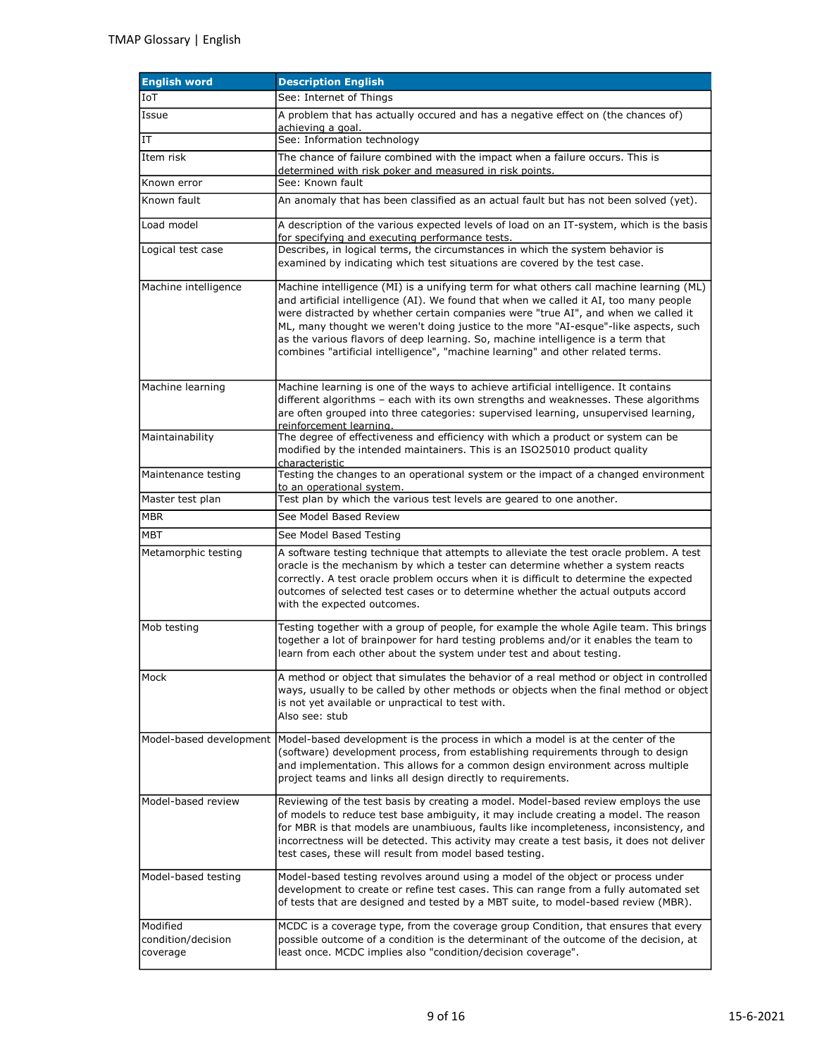| English word | Description English |
| --- | --- |
| IoT | See: Internet of Things |
| Issue | A problem that has actually occured and has a negative effect on (the chances of) achieving a goal. |
| IT | See: Information technology |
| Item risk | The chance of failure combined with the impact when a failure occurs. This is determined with risk poker and measured in risk points. |
| Known error | See: Known fault |
| Known fault | An anomaly that has been classified as an actual fault but has not been solved (yet). |
| Load model | A description of the various expected levels of load on an IT-system, which is the basis for specifying and executing performance tests. |
| Logical test case | Describes, in logical terms, the circumstances in which the system behavior is examined by indicating which test situations are covered by the test case. |
| Machine intelligence | Machine intelligence (MI) is a unifying term for what others call machine learning (ML) and artificial intelligence (AI). We found that when we called it AI, too many people were distracted by whether certain companies were "true AI", and when we called it ML, many thought we weren't doing justice to the more "AI-esque"-like aspects, such as the various flavors of deep learning. So, machine intelligence is a term that combines "artificial intelligence", "machine learning" and other related terms. |
| Machine learning | Machine learning is one of the ways to achieve artificial intelligence. It contains different algorithms – each with its own strengths and weaknesses. These algorithms are often grouped into three categories: supervised learning, unsupervised learning, reinforcement learning. |
| Maintainability | The degree of effectiveness and efficiency with which a product or system can be modified by the intended maintainers. This is an ISO25010 product quality characteristic |
| Maintenance testing | Testing the changes to an operational system or the impact of a changed environment to an operational system. |
| Master test plan | Test plan by which the various test levels are geared to one another. |
| MBR | See Model Based Review |
| MBT | See Model Based Testing |
| Metamorphic testing | A software testing technique that attempts to alleviate the test oracle problem. A test oracle is the mechanism by which a tester can determine whether a system reacts correctly. A test oracle problem occurs when it is difficult to determine the expected outcomes of selected test cases or to determine whether the actual outputs accord with the expected outcomes. |
| Mob testing | Testing together with a group of people, for example the whole Agile team. This brings together a lot of brainpower for hard testing problems and/or it enables the team to learn from each other about the system under test and about testing. |
| Mock | A method or object that simulates the behavior of a real method or object in controlled ways, usually to be called by other methods or objects when the final method or object is not yet available or unpractical to test with.<br>Also see: stub |
| Model-based development | Model-based development is the process in which a model is at the center of the (software) development process, from establishing requirements through to design and implementation. This allows for a common design environment across multiple project teams and links all design directly to requirements. |
| Model-based review | Reviewing of the test basis by creating a model. Model-based review employs the use of models to reduce test base ambiguity, it may include creating a model. The reason for MBR is that models are unambiuous, faults like incompleteness, inconsistency, and incorrectness will be detected. This activity may create a test basis, it does not deliver test cases, these will result from model based testing. |
| Model-based testing | Model-based testing revolves around using a model of the object or process under development to create or refine test cases. This can range from a fully automated set of tests that are designed and tested by a MBT suite, to model-based review (MBR). |
| Modified condition/decision coverage | MCDC is a coverage type, from the coverage group Condition, that ensures that every possible outcome of a condition is the determinant of the outcome of the decision, at least once. MCDC implies also "condition/decision coverage". |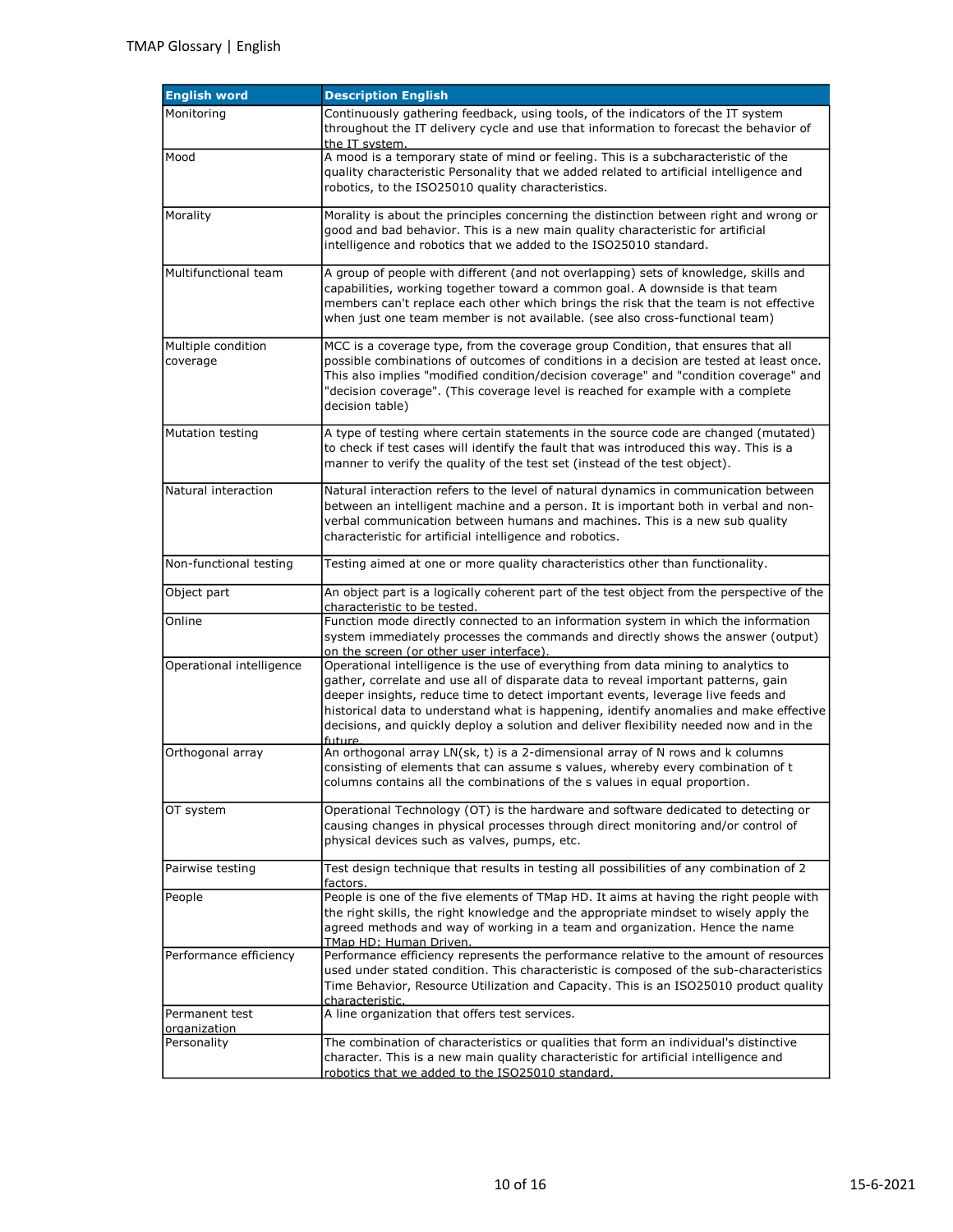| English word | Description English |
| --- | --- |
| Monitoring | Continuously gathering feedback, using tools, of the indicators of the IT system throughout the IT delivery cycle and use that information to forecast the behavior of the IT system. |
| Mood | A mood is a temporary state of mind or feeling. This is a subcharacteristic of the quality characteristic Personality that we added related to artificial intelligence and robotics, to the ISO25010 quality characteristics. |
| Morality | Morality is about the principles concerning the distinction between right and wrong or good and bad behavior. This is a new main quality characteristic for artificial intelligence and robotics that we added to the ISO25010 standard. |
| Multifunctional team | A group of people with different (and not overlapping) sets of knowledge, skills and capabilities, working together toward a common goal. A downside is that team members can't replace each other which brings the risk that the team is not effective when just one team member is not available. (see also cross-functional team) |
| Multiple condition coverage | MCC is a coverage type, from the coverage group Condition, that ensures that all possible combinations of outcomes of conditions in a decision are tested at least once. This also implies "modified condition/decision coverage" and "condition coverage" and "decision coverage". (This coverage level is reached for example with a complete decision table) |
| Mutation testing | A type of testing where certain statements in the source code are changed (mutated) to check if test cases will identify the fault that was introduced this way. This is a manner to verify the quality of the test set (instead of the test object). |
| Natural interaction | Natural interaction refers to the level of natural dynamics in communication between between an intelligent machine and a person. It is important both in verbal and non-verbal communication between humans and machines. This is a new sub quality characteristic for artificial intelligence and robotics. |
| Non-functional testing | Testing aimed at one or more quality characteristics other than functionality. |
| Object part | An object part is a logically coherent part of the test object from the perspective of the characteristic to be tested. |
| Online | Function mode directly connected to an information system in which the information system immediately processes the commands and directly shows the answer (output) on the screen (or other user interface). |
| Operational intelligence | Operational intelligence is the use of everything from data mining to analytics to gather, correlate and use all of disparate data to reveal important patterns, gain deeper insights, reduce time to detect important events, leverage live feeds and historical data to understand what is happening, identify anomalies and make effective decisions, and quickly deploy a solution and deliver flexibility needed now and in the future. |
| Orthogonal array | An orthogonal array LN(sk, t) is a 2-dimensional array of N rows and k columns consisting of elements that can assume s values, whereby every combination of t columns contains all the combinations of the s values in equal proportion. |
| OT system | Operational Technology (OT) is the hardware and software dedicated to detecting or causing changes in physical processes through direct monitoring and/or control of physical devices such as valves, pumps, etc. |
| Pairwise testing | Test design technique that results in testing all possibilities of any combination of 2 factors. |
| People | People is one of the five elements of TMap HD. It aims at having the right people with the right skills, the right knowledge and the appropriate mindset to wisely apply the agreed methods and way of working in a team and organization. Hence the name TMap HD: Human Driven. |
| Performance efficiency | Performance efficiency represents the performance relative to the amount of resources used under stated condition. This characteristic is composed of the sub-characteristics Time Behavior, Resource Utilization and Capacity. This is an ISO25010 product quality characteristic. |
| Permanent test organization | A line organization that offers test services. |
| Personality | The combination of characteristics or qualities that form an individual's distinctive character. This is a new main quality characteristic for artificial intelligence and robotics that we added to the ISO25010 standard. |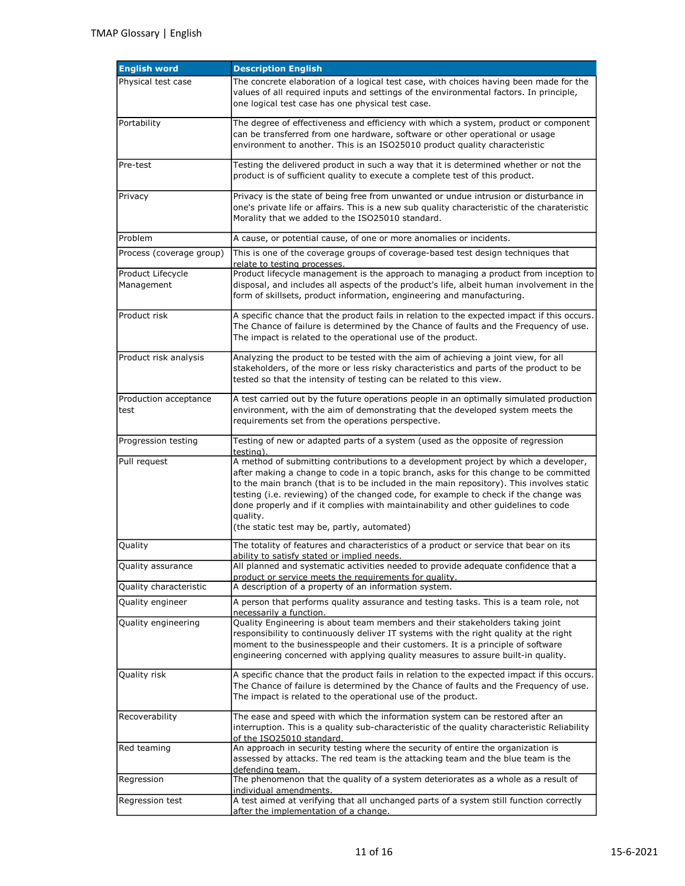| English word | Description English |
|---|---|
| Physical test case | The concrete elaboration of a logical test case, with choices having been made for the values of all required inputs and settings of the environmental factors. In principle, one logical test case has one physical test case. |
| Portability | The degree of effectiveness and efficiency with which a system, product or component can be transferred from one hardware, software or other operational or usage environment to another. This is an ISO25010 product quality characteristic |
| Pre-test | Testing the delivered product in such a way that it is determined whether or not the product is of sufficient quality to execute a complete test of this product. |
| Privacy | Privacy is the state of being free from unwanted or undue intrusion or disturbance in one's private life or affairs. This is a new sub quality characteristic of the charateristic Morality that we added to the ISO25010 standard. |
| Problem | A cause, or potential cause, of one or more anomalies or incidents. |
| Process (coverage group) | This is one of the coverage groups of coverage-based test design techniques that relate to testing processes. |
| Product Lifecycle Management | Product lifecycle management is the approach to managing a product from inception to disposal, and includes all aspects of the product's life, albeit human involvement in the form of skillsets, product information, engineering and manufacturing. |
| Product risk | A specific chance that the product fails in relation to the expected impact if this occurs. The Chance of failure is determined by the Chance of faults and the Frequency of use. The impact is related to the operational use of the product. |
| Product risk analysis | Analyzing the product to be tested with the aim of achieving a joint view, for all stakeholders, of the more or less risky characteristics and parts of the product to be tested so that the intensity of testing can be related to this view. |
| Production acceptance test | A test carried out by the future operations people in an optimally simulated production environment, with the aim of demonstrating that the developed system meets the requirements set from the operations perspective. |
| Progression testing | Testing of new or adapted parts of a system (used as the opposite of regression testing). |
| Pull request | A method of submitting contributions to a development project by which a developer, after making a change to code in a topic branch, asks for this change to be committed to the main branch (that is to be included in the main repository). This involves static testing (i.e. reviewing) of the changed code, for example to check if the change was done properly and if it complies with maintainability and other guidelines to code quality.<br>(the static test may be, partly, automated) |
| Quality | The totality of features and characteristics of a product or service that bear on its ability to satisfy stated or implied needs. |
| Quality assurance | All planned and systematic activities needed to provide adequate confidence that a product or service meets the requirements for quality. |
| Quality characteristic | A description of a property of an information system. |
| Quality engineer | A person that performs quality assurance and testing tasks. This is a team role, not necessarily a function. |
| Quality engineering | Quality Engineering is about team members and their stakeholders taking joint responsibility to continuously deliver IT systems with the right quality at the right moment to the businesspeople and their customers. It is a principle of software engineering concerned with applying quality measures to assure built-in quality. |
| Quality risk | A specific chance that the product fails in relation to the expected impact if this occurs. The Chance of failure is determined by the Chance of faults and the Frequency of use. The impact is related to the operational use of the product. |
| Recoverability | The ease and speed with which the information system can be restored after an interruption. This is a quality sub-characteristic of the quality characteristic Reliability of the ISO25010 standard. |
| Red teaming | An approach in security testing where the security of entire the organization is assessed by attacks. The red team is the attacking team and the blue team is the defending team. |
| Regression | The phenomenon that the quality of a system deteriorates as a whole as a result of individual amendments. |
| Regression test | A test aimed at verifying that all unchanged parts of a system still function correctly after the implementation of a change. |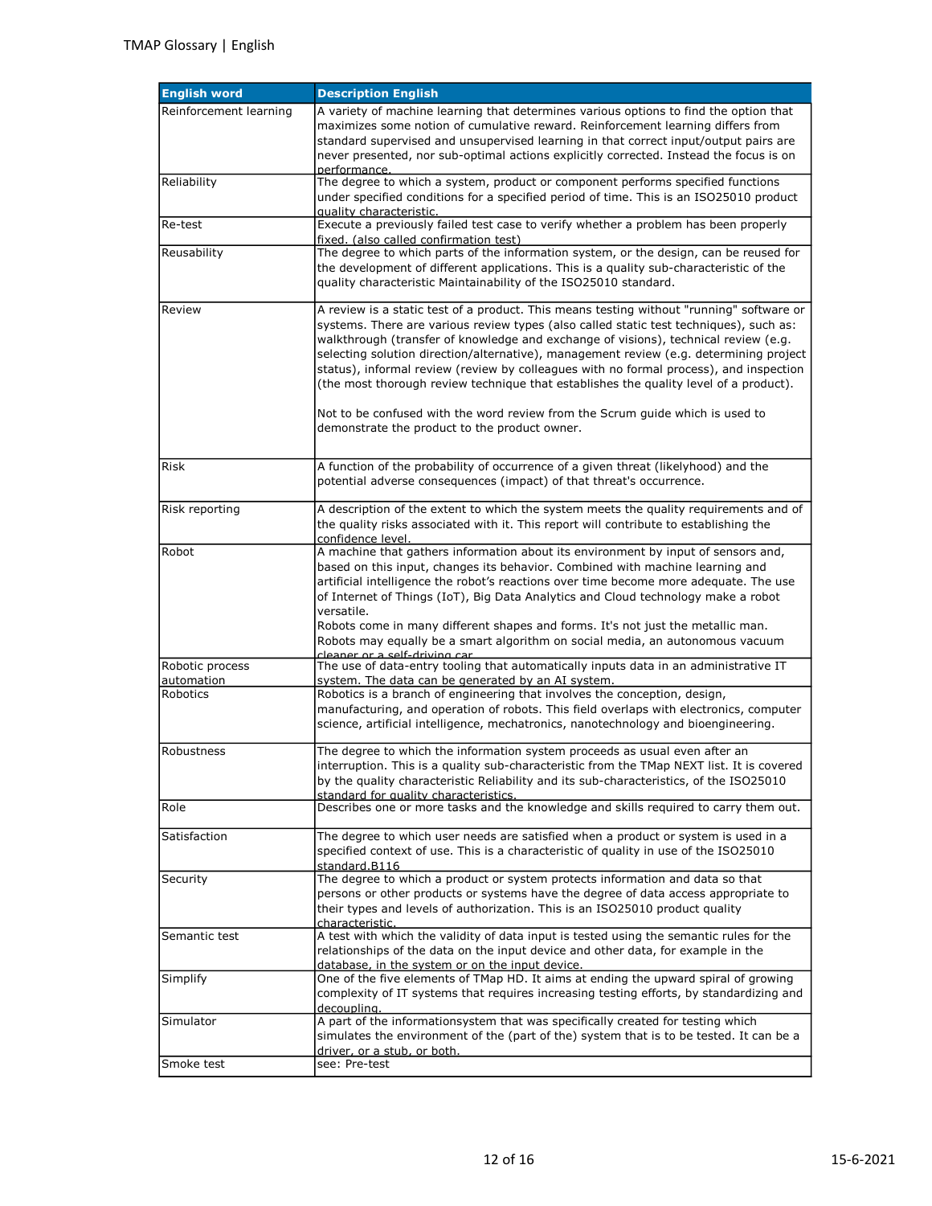| English word | Description English |
|---|---|
| Reinforcement learning | A variety of machine learning that determines various options to find the option that maximizes some notion of cumulative reward. Reinforcement learning differs from standard supervised and unsupervised learning in that correct input/output pairs are never presented, nor sub-optimal actions explicitly corrected. Instead the focus is on performance. |
| Reliability | The degree to which a system, product or component performs specified functions under specified conditions for a specified period of time. This is an ISO25010 product quality characteristic. |
| Re-test | Execute a previously failed test case to verify whether a problem has been properly fixed. (also called confirmation test) |
| Reusability | The degree to which parts of the information system, or the design, can be reused for the development of different applications. This is a quality sub-characteristic of the quality characteristic Maintainability of the ISO25010 standard. |
| Review | A review is a static test of a product. This means testing without "running" software or systems. There are various review types (also called static test techniques), such as: walkthrough (transfer of knowledge and exchange of visions), technical review (e.g. selecting solution direction/alternative), management review (e.g. determining project status), informal review (review by colleagues with no formal process), and inspection (the most thorough review technique that establishes the quality level of a product).<br><br>Not to be confused with the word review from the Scrum guide which is used to demonstrate the product to the product owner. |
| Risk | A function of the probability of occurrence of a given threat (likelyhood) and the potential adverse consequences (impact) of that threat's occurrence. |
| Risk reporting | A description of the extent to which the system meets the quality requirements and of the quality risks associated with it. This report will contribute to establishing the confidence level. |
| Robot | A machine that gathers information about its environment by input of sensors and, based on this input, changes its behavior. Combined with machine learning and artificial intelligence the robot's reactions over time become more adequate. The use of Internet of Things (IoT), Big Data Analytics and Cloud technology make a robot versatile.<br>Robots come in many different shapes and forms. It's not just the metallic man. Robots may equally be a smart algorithm on social media, an autonomous vacuum cleaner or a self-driving car. |
| Robotic process automation | The use of data-entry tooling that automatically inputs data in an administrative IT system. The data can be generated by an AI system. |
| Robotics | Robotics is a branch of engineering that involves the conception, design, manufacturing, and operation of robots. This field overlaps with electronics, computer science, artificial intelligence, mechatronics, nanotechnology and bioengineering. |
| Robustness | The degree to which the information system proceeds as usual even after an interruption. This is a quality sub-characteristic from the TMap NEXT list. It is covered by the quality characteristic Reliability and its sub-characteristics, of the ISO25010 standard for quality characteristics. |
| Role | Describes one or more tasks and the knowledge and skills required to carry them out. |
| Satisfaction | The degree to which user needs are satisfied when a product or system is used in a specified context of use. This is a characteristic of quality in use of the ISO25010 standard.B116 |
| Security | The degree to which a product or system protects information and data so that persons or other products or systems have the degree of data access appropriate to their types and levels of authorization. This is an ISO25010 product quality characteristic. |
| Semantic test | A test with which the validity of data input is tested using the semantic rules for the relationships of the data on the input device and other data, for example in the database, in the system or on the input device. |
| Simplify | One of the five elements of TMap HD. It aims at ending the upward spiral of growing complexity of IT systems that requires increasing testing efforts, by standardizing and decoupling. |
| Simulator | A part of the informationsystem that was specifically created for testing which simulates the environment of the (part of the) system that is to be tested. It can be a driver, or a stub, or both. |
| Smoke test | see: Pre-test |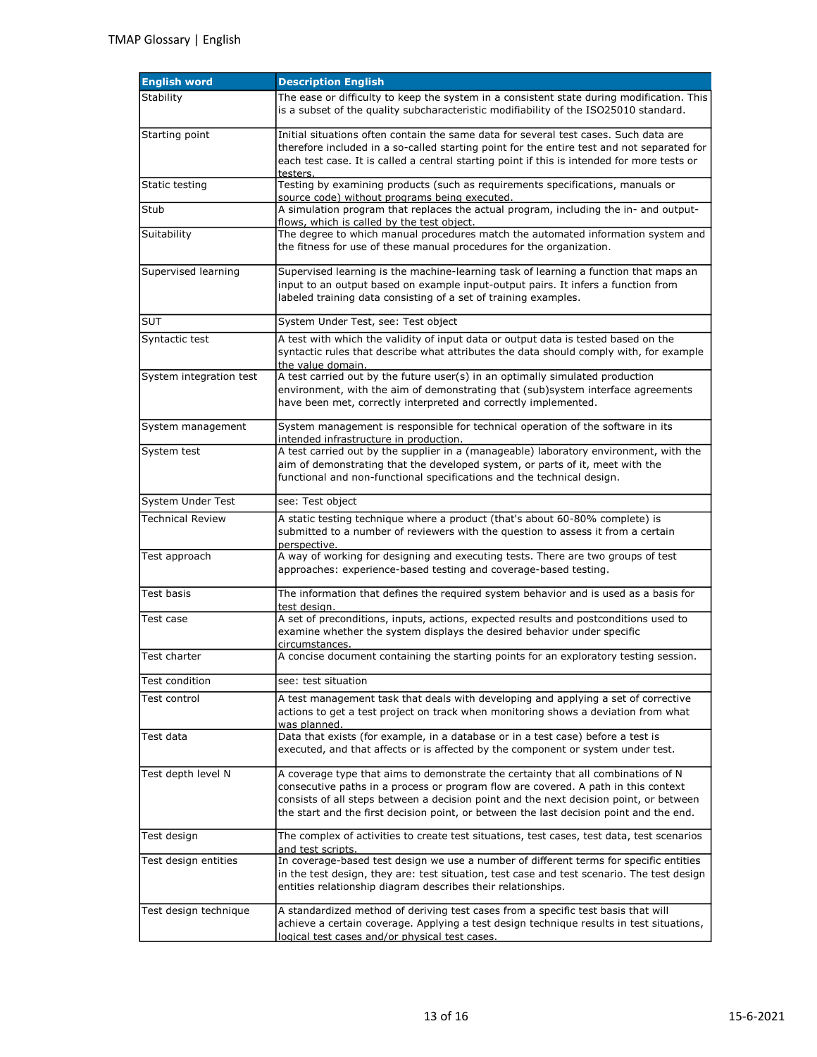| English word | Description English |
|---|---|
| Stability | The ease or difficulty to keep the system in a consistent state during modification. This is a subset of the quality subcharacteristic modifiability of the ISO25010 standard. |
| Starting point | Initial situations often contain the same data for several test cases. Such data are therefore included in a so-called starting point for the entire test and not separated for each test case. It is called a central starting point if this is intended for more tests or testers. |
| Static testing | Testing by examining products (such as requirements specifications, manuals or source code) without programs being executed. |
| Stub | A simulation program that replaces the actual program, including the in- and output-flows, which is called by the test object. |
| Suitability | The degree to which manual procedures match the automated information system and the fitness for use of these manual procedures for the organization. |
| Supervised learning | Supervised learning is the machine-learning task of learning a function that maps an input to an output based on example input-output pairs. It infers a function from labeled training data consisting of a set of training examples. |
| SUT | System Under Test, see: Test object |
| Syntactic test | A test with which the validity of input data or output data is tested based on the syntactic rules that describe what attributes the data should comply with, for example the value domain. |
| System integration test | A test carried out by the future user(s) in an optimally simulated production environment, with the aim of demonstrating that (sub)system interface agreements have been met, correctly interpreted and correctly implemented. |
| System management | System management is responsible for technical operation of the software in its intended infrastructure in production. |
| System test | A test carried out by the supplier in a (manageable) laboratory environment, with the aim of demonstrating that the developed system, or parts of it, meet with the functional and non-functional specifications and the technical design. |
| System Under Test | see: Test object |
| Technical Review | A static testing technique where a product (that's about 60-80% complete) is submitted to a number of reviewers with the question to assess it from a certain perspective. |
| Test approach | A way of working for designing and executing tests. There are two groups of test approaches: experience-based testing and coverage-based testing. |
| Test basis | The information that defines the required system behavior and is used as a basis for test design. |
| Test case | A set of preconditions, inputs, actions, expected results and postconditions used to examine whether the system displays the desired behavior under specific circumstances. |
| Test charter | A concise document containing the starting points for an exploratory testing session. |
| Test condition | see: test situation |
| Test control | A test management task that deals with developing and applying a set of corrective actions to get a test project on track when monitoring shows a deviation from what was planned. |
| Test data | Data that exists (for example, in a database or in a test case) before a test is executed, and that affects or is affected by the component or system under test. |
| Test depth level N | A coverage type that aims to demonstrate the certainty that all combinations of N consecutive paths in a process or program flow are covered. A path in this context consists of all steps between a decision point and the next decision point, or between the start and the first decision point, or between the last decision point and the end. |
| Test design | The complex of activities to create test situations, test cases, test data, test scenarios and test scripts. |
| Test design entities | In coverage-based test design we use a number of different terms for specific entities in the test design, they are: test situation, test case and test scenario. The test design entities relationship diagram describes their relationships. |
| Test design technique | A standardized method of deriving test cases from a specific test basis that will achieve a certain coverage. Applying a test design technique results in test situations, logical test cases and/or physical test cases. |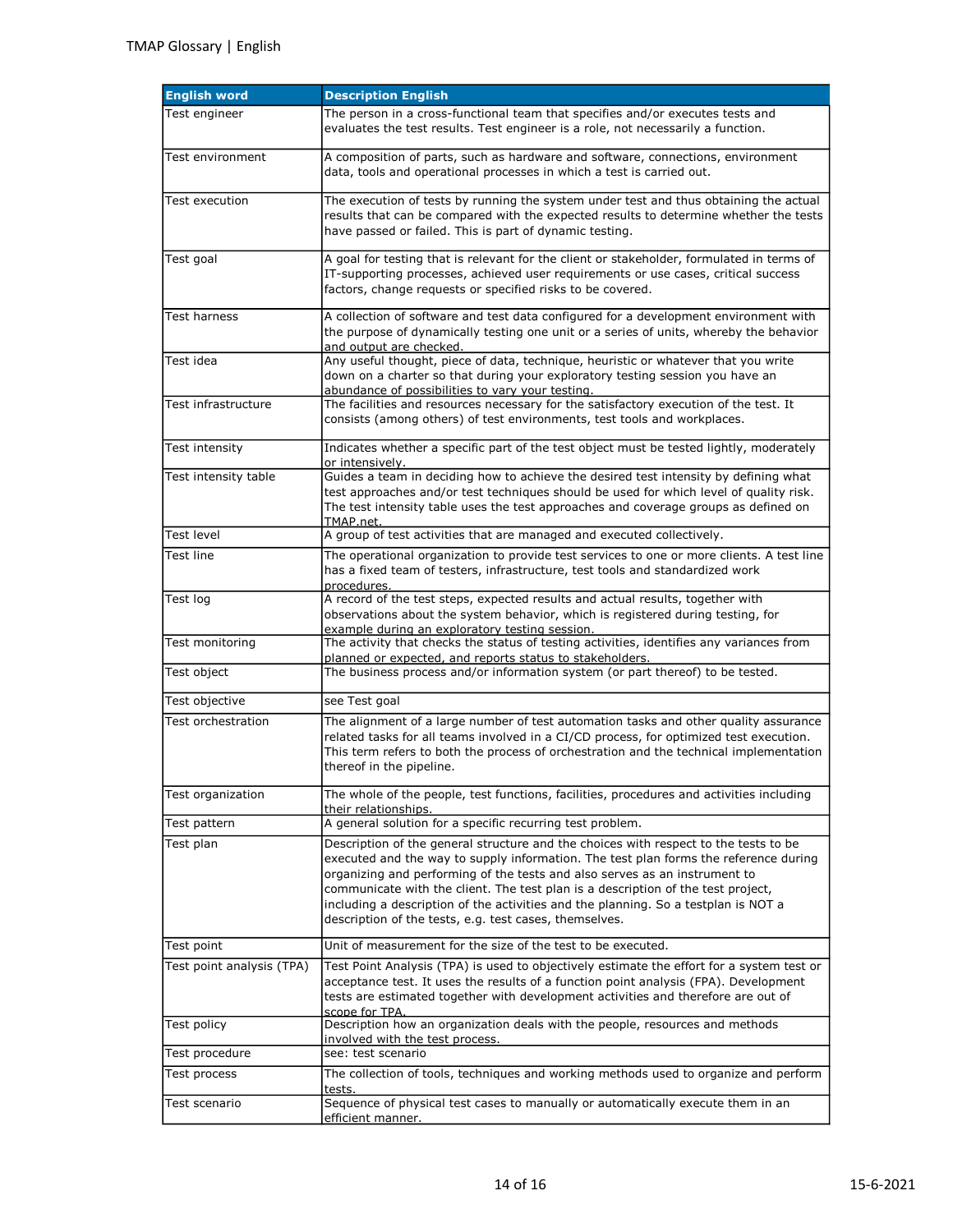| English word | Description English |
| --- | --- |
| Test engineer | The person in a cross-functional team that specifies and/or executes tests and evaluates the test results. Test engineer is a role, not necessarily a function. |
| Test environment | A composition of parts, such as hardware and software, connections, environment data, tools and operational processes in which a test is carried out. |
| Test execution | The execution of tests by running the system under test and thus obtaining the actual results that can be compared with the expected results to determine whether the tests have passed or failed. This is part of dynamic testing. |
| Test goal | A goal for testing that is relevant for the client or stakeholder, formulated in terms of IT-supporting processes, achieved user requirements or use cases, critical success factors, change requests or specified risks to be covered. |
| Test harness | A collection of software and test data configured for a development environment with the purpose of dynamically testing one unit or a series of units, whereby the behavior and output are checked. |
| Test idea | Any useful thought, piece of data, technique, heuristic or whatever that you write down on a charter so that during your exploratory testing session you have an abundance of possibilities to vary your testing. |
| Test infrastructure | The facilities and resources necessary for the satisfactory execution of the test. It consists (among others) of test environments, test tools and workplaces. |
| Test intensity | Indicates whether a specific part of the test object must be tested lightly, moderately or intensively. |
| Test intensity table | Guides a team in deciding how to achieve the desired test intensity by defining what test approaches and/or test techniques should be used for which level of quality risk. The test intensity table uses the test approaches and coverage groups as defined on TMAP.net. |
| Test level | A group of test activities that are managed and executed collectively. |
| Test line | The operational organization to provide test services to one or more clients. A test line has a fixed team of testers, infrastructure, test tools and standardized work procedures. |
| Test log | A record of the test steps, expected results and actual results, together with observations about the system behavior, which is registered during testing, for example during an exploratory testing session. |
| Test monitoring | The activity that checks the status of testing activities, identifies any variances from planned or expected, and reports status to stakeholders. |
| Test object | The business process and/or information system (or part thereof) to be tested. |
| Test objective | see Test goal |
| Test orchestration | The alignment of a large number of test automation tasks and other quality assurance related tasks for all teams involved in a CI/CD process, for optimized test execution. This term refers to both the process of orchestration and the technical implementation thereof in the pipeline. |
| Test organization | The whole of the people, test functions, facilities, procedures and activities including their relationships. |
| Test pattern | A general solution for a specific recurring test problem. |
| Test plan | Description of the general structure and the choices with respect to the tests to be executed and the way to supply information. The test plan forms the reference during organizing and performing of the tests and also serves as an instrument to communicate with the client. The test plan is a description of the test project, including a description of the activities and the planning. So a testplan is NOT a description of the tests, e.g. test cases, themselves. |
| Test point | Unit of measurement for the size of the test to be executed. |
| Test point analysis (TPA) | Test Point Analysis (TPA) is used to objectively estimate the effort for a system test or acceptance test. It uses the results of a function point analysis (FPA). Development tests are estimated together with development activities and therefore are out of scope for TPA. |
| Test policy | Description how an organization deals with the people, resources and methods involved with the test process. |
| Test procedure | see: test scenario |
| Test process | The collection of tools, techniques and working methods used to organize and perform tests. |
| Test scenario | Sequence of physical test cases to manually or automatically execute them in an efficient manner. |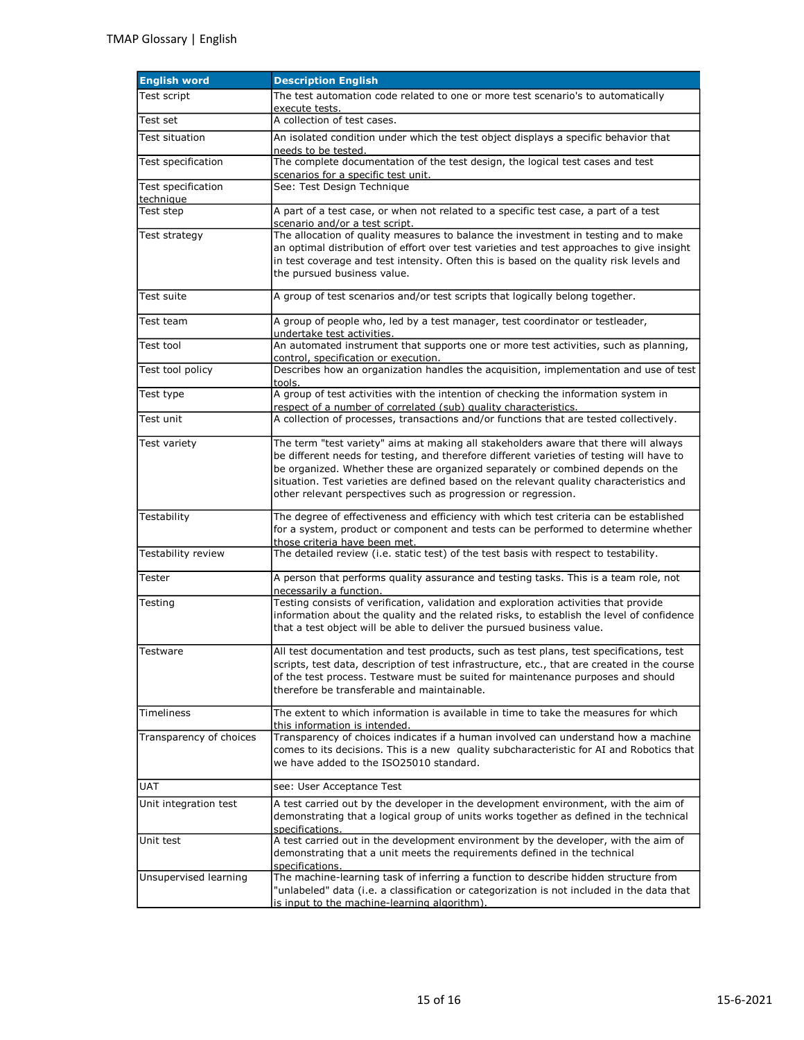| English word | Description English |
| --- | --- |
| Test script | The test automation code related to one or more test scenario's to automatically execute tests. |
| Test set | A collection of test cases. |
| Test situation | An isolated condition under which the test object displays a specific behavior that needs to be tested. |
| Test specification | The complete documentation of the test design, the logical test cases and test scenarios for a specific test unit. |
| Test specification technique | See: Test Design Technique |
| Test step | A part of a test case, or when not related to a specific test case, a part of a test scenario and/or a test script. |
| Test strategy | The allocation of quality measures to balance the investment in testing and to make an optimal distribution of effort over test varieties and test approaches to give insight in test coverage and test intensity. Often this is based on the quality risk levels and the pursued business value. |
| Test suite | A group of test scenarios and/or test scripts that logically belong together. |
| Test team | A group of people who, led by a test manager, test coordinator or testleader, undertake test activities. |
| Test tool | An automated instrument that supports one or more test activities, such as planning, control, specification or execution. |
| Test tool policy | Describes how an organization handles the acquisition, implementation and use of test tools. |
| Test type | A group of test activities with the intention of checking the information system in respect of a number of correlated (sub) quality characteristics. |
| Test unit | A collection of processes, transactions and/or functions that are tested collectively. |
| Test variety | The term "test variety" aims at making all stakeholders aware that there will always be different needs for testing, and therefore different varieties of testing will have to be organized. Whether these are organized separately or combined depends on the situation. Test varieties are defined based on the relevant quality characteristics and other relevant perspectives such as progression or regression. |
| Testability | The degree of effectiveness and efficiency with which test criteria can be established for a system, product or component and tests can be performed to determine whether those criteria have been met. |
| Testability review | The detailed review (i.e. static test) of the test basis with respect to testability. |
| Tester | A person that performs quality assurance and testing tasks. This is a team role, not necessarily a function. |
| Testing | Testing consists of verification, validation and exploration activities that provide information about the quality and the related risks, to establish the level of confidence that a test object will be able to deliver the pursued business value. |
| Testware | All test documentation and test products, such as test plans, test specifications, test scripts, test data, description of test infrastructure, etc., that are created in the course of the test process. Testware must be suited for maintenance purposes and should therefore be transferable and maintainable. |
| Timeliness | The extent to which information is available in time to take the measures for which this information is intended. |
| Transparency of choices | Transparency of choices indicates if a human involved can understand how a machine comes to its decisions. This is a new quality subcharacteristic for AI and Robotics that we have added to the ISO25010 standard. |
| UAT | see: User Acceptance Test |
| Unit integration test | A test carried out by the developer in the development environment, with the aim of demonstrating that a logical group of units works together as defined in the technical specifications. |
| Unit test | A test carried out in the development environment by the developer, with the aim of demonstrating that a unit meets the requirements defined in the technical specifications. |
| Unsupervised learning | The machine-learning task of inferring a function to describe hidden structure from "unlabeled" data (i.e. a classification or categorization is not included in the data that is input to the machine-learning algorithm). |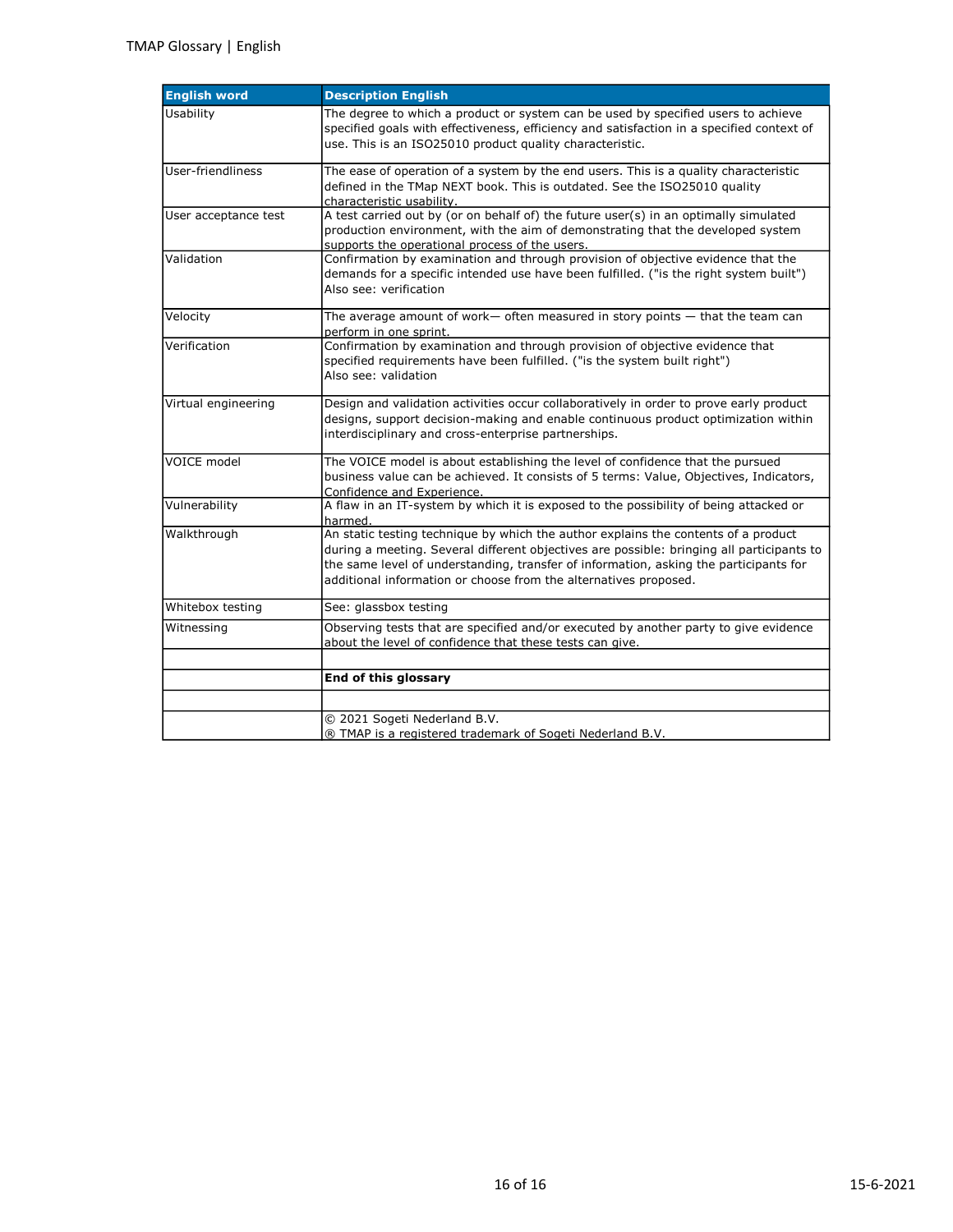| English word | Description English |
| --- | --- |
| Usability | The degree to which a product or system can be used by specified users to achieve specified goals with effectiveness, efficiency and satisfaction in a specified context of use. This is an ISO25010 product quality characteristic. |
| User-friendliness | The ease of operation of a system by the end users. This is a quality characteristic defined in the TMap NEXT book. This is outdated. See the ISO25010 quality characteristic usability. |
| User acceptance test | A test carried out by (or on behalf of) the future user(s) in an optimally simulated production environment, with the aim of demonstrating that the developed system supports the operational process of the users. |
| Validation | Confirmation by examination and through provision of objective evidence that the demands for a specific intended use have been fulfilled. ("is the right system built") Also see: verification |
| Velocity | The average amount of work— often measured in story points — that the team can perform in one sprint. |
| Verification | Confirmation by examination and through provision of objective evidence that specified requirements have been fulfilled. ("is the system built right") Also see: validation |
| Virtual engineering | Design and validation activities occur collaboratively in order to prove early product designs, support decision-making and enable continuous product optimization within interdisciplinary and cross-enterprise partnerships. |
| VOICE model | The VOICE model is about establishing the level of confidence that the pursued business value can be achieved. It consists of 5 terms: Value, Objectives, Indicators, Confidence and Experience. |
| Vulnerability | A flaw in an IT-system by which it is exposed to the possibility of being attacked or harmed. |
| Walkthrough | An static testing technique by which the author explains the contents of a product during a meeting. Several different objectives are possible: bringing all participants to the same level of understanding, transfer of information, asking the participants for additional information or choose from the alternatives proposed. |
| Whitebox testing | See: glassbox testing |
| Witnessing | Observing tests that are specified and/or executed by another party to give evidence about the level of confidence that these tests can give. |
| | |
| | **End of this glossary** |
| | |
| | © 2021 Sogeti Nederland B.V. ® TMAP is a registered trademark of Sogeti Nederland B.V. |